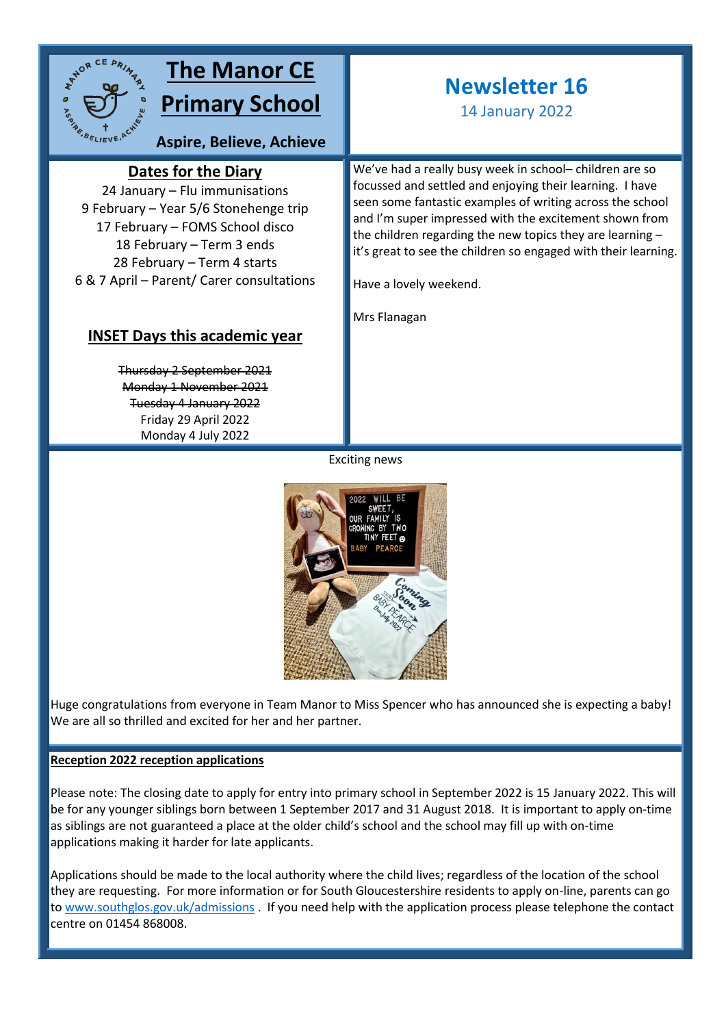# The Manor CE Primary School

**Aspire, Believe, Achieve**

## Newsletter 16

14 January 2022

### Dates for the Diary

24 January – Flu immunisations
9 February – Year 5/6 Stonehenge trip
17 February – FOMS School disco
18 February – Term 3 ends
28 February – Term 4 starts
6 & 7 April – Parent/ Carer consultations

### INSET Days this academic year

~~Thursday 2 September 2021~~
~~Monday 1 November 2021~~
~~Tuesday 4 January 2022~~
Friday 29 April 2022
Monday 4 July 2022

We've had a really busy week in school– children are so focussed and settled and enjoying their learning. I have seen some fantastic examples of writing across the school and I'm super impressed with the excitement shown from the children regarding the new topics they are learning – it's great to see the children so engaged with their learning.

Have a lovely weekend.

Mrs Flanagan

Exciting news

Huge congratulations from everyone in Team Manor to Miss Spencer who has announced she is expecting a baby! We are all so thrilled and excited for her and her partner.

**Reception 2022 reception applications**

Please note: The closing date to apply for entry into primary school in September 2022 is 15 January 2022. This will be for any younger siblings born between 1 September 2017 and 31 August 2018. It is important to apply on-time as siblings are not guaranteed a place at the older child's school and the school may fill up with on-time applications making it harder for late applicants.

Applications should be made to the local authority where the child lives; regardless of the location of the school they are requesting. For more information or for South Gloucestershire residents to apply on-line, parents can go to www.southglos.gov.uk/admissions . If you need help with the application process please telephone the contact centre on 01454 868008.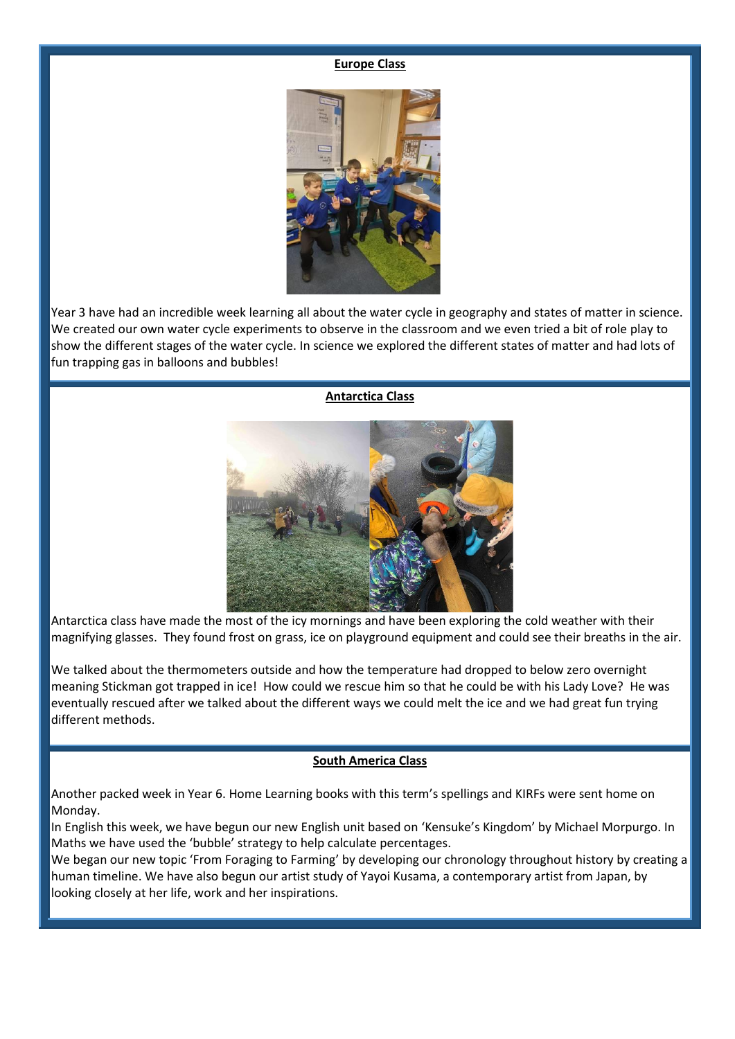## Europe Class

Year 3 have had an incredible week learning all about the water cycle in geography and states of matter in science. We created our own water cycle experiments to observe in the classroom and we even tried a bit of role play to show the different stages of the water cycle. In science we explored the different states of matter and had lots of fun trapping gas in balloons and bubbles!

## Antarctica Class

Antarctica class have made the most of the icy mornings and have been exploring the cold weather with their magnifying glasses. They found frost on grass, ice on playground equipment and could see their breaths in the air.

We talked about the thermometers outside and how the temperature had dropped to below zero overnight meaning Stickman got trapped in ice! How could we rescue him so that he could be with his Lady Love? He was eventually rescued after we talked about the different ways we could melt the ice and we had great fun trying different methods.

## South America Class

Another packed week in Year 6. Home Learning books with this term's spellings and KIRFs were sent home on Monday.

In English this week, we have begun our new English unit based on 'Kensuke's Kingdom' by Michael Morpurgo. In Maths we have used the 'bubble' strategy to help calculate percentages.

We began our new topic 'From Foraging to Farming' by developing our chronology throughout history by creating a human timeline. We have also begun our artist study of Yayoi Kusama, a contemporary artist from Japan, by looking closely at her life, work and her inspirations.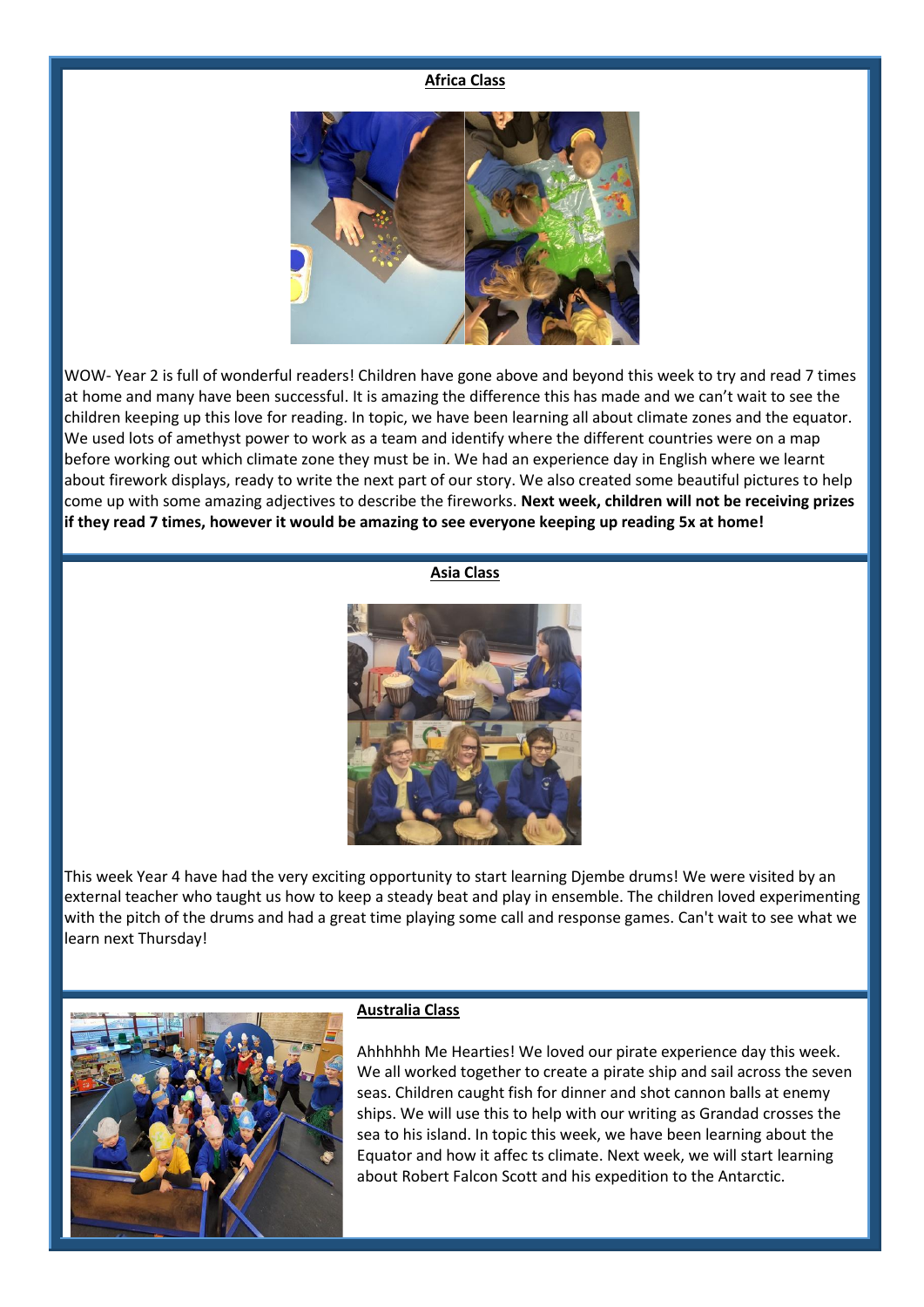## Africa Class

WOW- Year 2 is full of wonderful readers! Children have gone above and beyond this week to try and read 7 times at home and many have been successful. It is amazing the difference this has made and we can't wait to see the children keeping up this love for reading. In topic, we have been learning all about climate zones and the equator. We used lots of amethyst power to work as a team and identify where the different countries were on a map before working out which climate zone they must be in. We had an experience day in English where we learnt about firework displays, ready to write the next part of our story. We also created some beautiful pictures to help come up with some amazing adjectives to describe the fireworks. **Next week, children will not be receiving prizes if they read 7 times, however it would be amazing to see everyone keeping up reading 5x at home!**

## Asia Class

This week Year 4 have had the very exciting opportunity to start learning Djembe drums! We were visited by an external teacher who taught us how to keep a steady beat and play in ensemble. The children loved experimenting with the pitch of the drums and had a great time playing some call and response games. Can't wait to see what we learn next Thursday!

## Australia Class

Ahhhhhh Me Hearties! We loved our pirate experience day this week. We all worked together to create a pirate ship and sail across the seven seas. Children caught fish for dinner and shot cannon balls at enemy ships. We will use this to help with our writing as Grandad crosses the sea to his island. In topic this week, we have been learning about the Equator and how it affec ts climate. Next week, we will start learning about Robert Falcon Scott and his expedition to the Antarctic.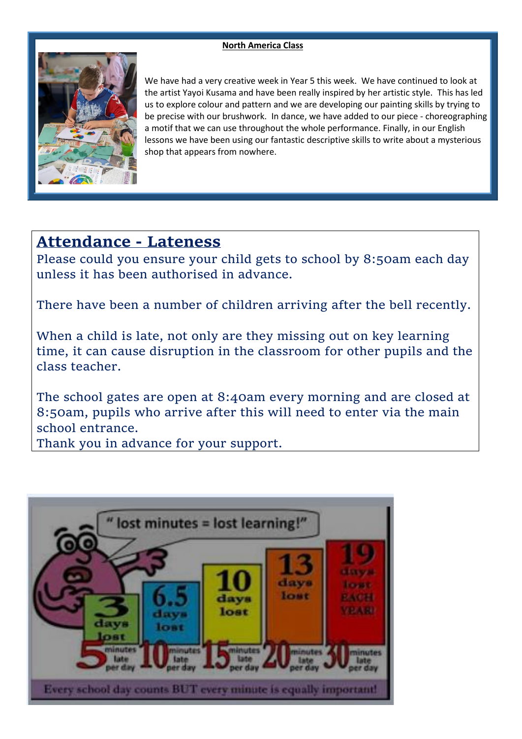**North America Class**

We have had a very creative week in Year 5 this week. We have continued to look at the artist Yayoi Kusama and have been really inspired by her artistic style. This has led us to explore colour and pattern and we are developing our painting skills by trying to be precise with our brushwork. In dance, we have added to our piece - choreographing a motif that we can use throughout the whole performance. Finally, in our English lessons we have been using our fantastic descriptive skills to write about a mysterious shop that appears from nowhere.

## Attendance - Lateness

Please could you ensure your child gets to school by 8:50am each day unless it has been authorised in advance.

There have been a number of children arriving after the bell recently.

When a child is late, not only are they missing out on key learning time, it can cause disruption in the classroom for other pupils and the class teacher.

The school gates are open at 8:40am every morning and are closed at 8:50am, pupils who arrive after this will need to enter via the main school entrance.
Thank you in advance for your support.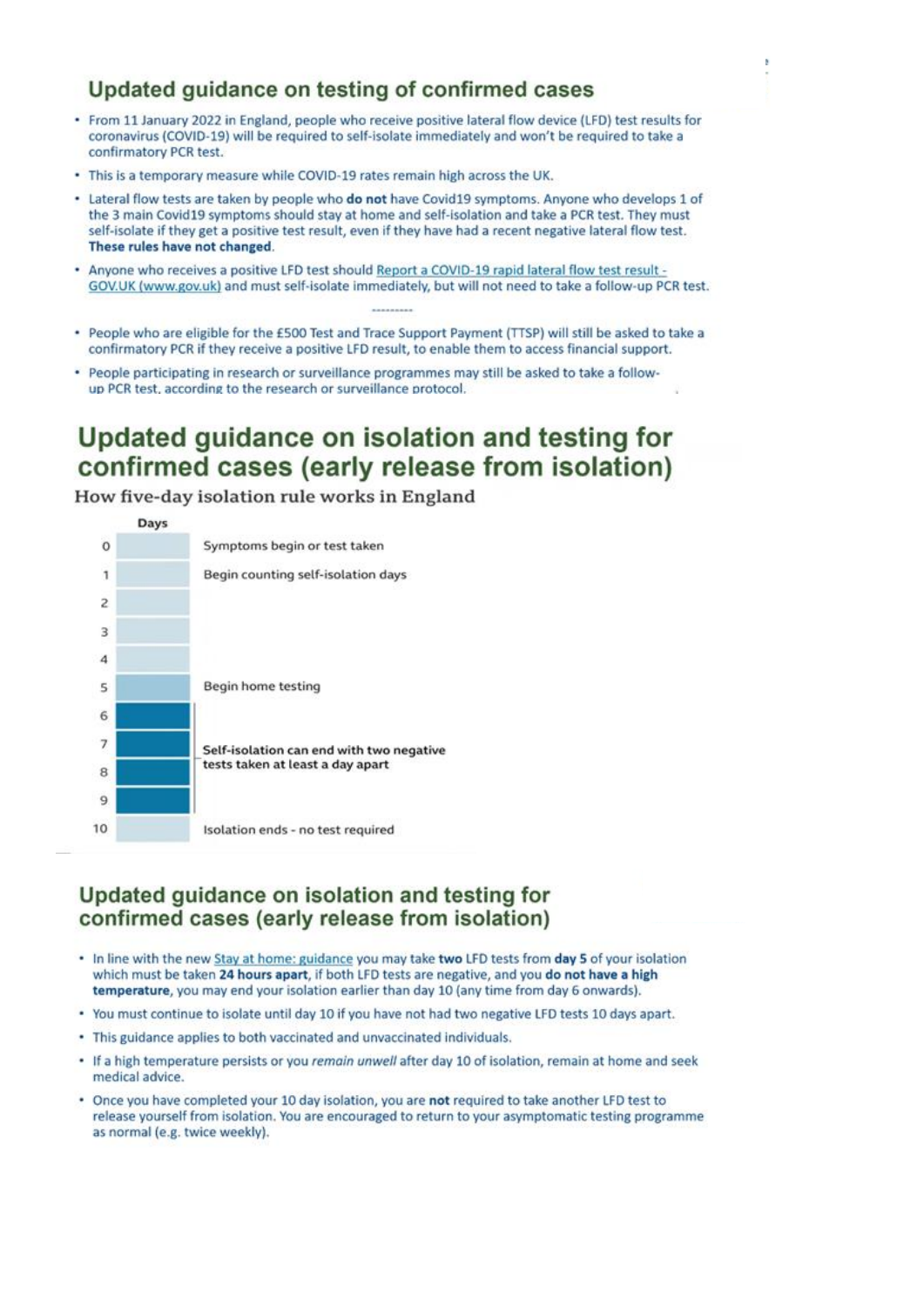## Updated guidance on testing of confirmed cases

- From 11 January 2022 in England, people who receive positive lateral flow device (LFD) test results for coronavirus (COVID-19) will be required to self-isolate immediately and won't be required to take a confirmatory PCR test.
- This is a temporary measure while COVID-19 rates remain high across the UK.
- Lateral flow tests are taken by people who **do not** have Covid19 symptoms. Anyone who develops 1 of the 3 main Covid19 symptoms should stay at home and self-isolation and take a PCR test. They must self-isolate if they get a positive test result, even if they have had a recent negative lateral flow test. **These rules have not changed**.
- Anyone who receives a positive LFD test should Report a COVID-19 rapid lateral flow test result - GOV.UK (www.gov.uk) and must self-isolate immediately, but will not need to take a follow-up PCR test.

---------

- People who are eligible for the £500 Test and Trace Support Payment (TTSP) will still be asked to take a confirmatory PCR if they receive a positive LFD result, to enable them to access financial support.
- People participating in research or surveillance programmes may still be asked to take a follow-up PCR test, according to the research or surveillance protocol.

# Updated guidance on isolation and testing for confirmed cases (early release from isolation)

How five-day isolation rule works in England

Days

0 Symptoms begin or test taken

1 Begin counting self-isolation days

2

3

4

5 Begin home testing

6

7 Self-isolation can end with two negative tests taken at least a day apart

8

9

10 Isolation ends - no test required

## Updated guidance on isolation and testing for confirmed cases (early release from isolation)

- In line with the new Stay at home: guidance you may take **two** LFD tests from **day 5** of your isolation which must be taken **24 hours apart**, if both LFD tests are negative, and you **do not have a high temperature**, you may end your isolation earlier than day 10 (any time from day 6 onwards).
- You must continue to isolate until day 10 if you have not had two negative LFD tests 10 days apart.
- This guidance applies to both vaccinated and unvaccinated individuals.
- If a high temperature persists or you *remain unwell* after day 10 of isolation, remain at home and seek medical advice.
- Once you have completed your 10 day isolation, you are **not** required to take another LFD test to release yourself from isolation. You are encouraged to return to your asymptomatic testing programme as normal (e.g. twice weekly).